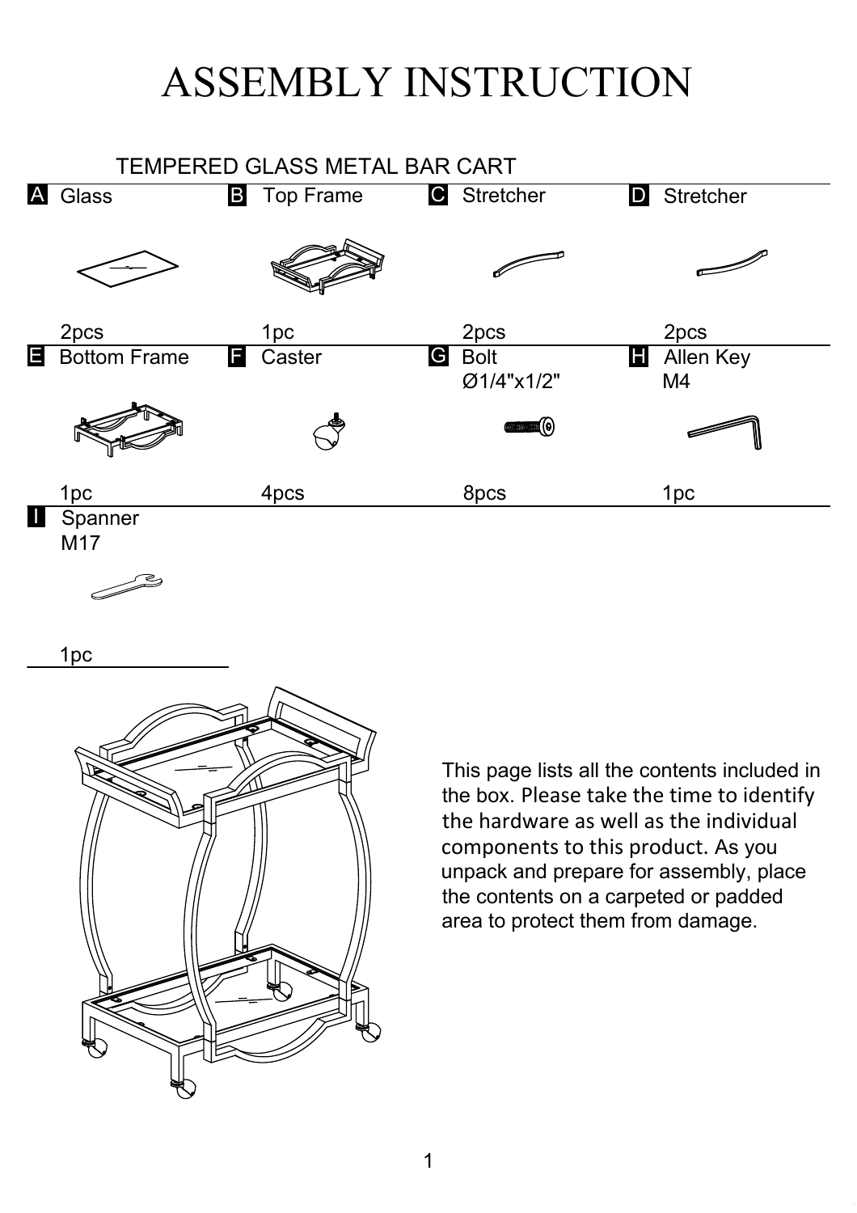# ASSEMBLY INSTRUCTION

## TEMPERED GLASS METAL BAR CART

| | Part | Specification | Quantity |
|---|---|---|---|
| A | Glass | | 2pcs |
| B | Top Frame | | 1pc |
| C | Stretcher | | 2pcs |
| D | Stretcher | | 2pcs |
| E | Bottom Frame | | 1pc |
| F | Caster | | 4pcs |
| G | Bolt | Ø1/4"x1/2" | 8pcs |
| H | Allen Key | M4 | 1pc |
| I | Spanner | M17 | 1pc |

This page lists all the contents included in the box. Please take the time to identify the hardware as well as the individual components to this product. As you unpack and prepare for assembly, place the contents on a carpeted or padded area to protect them from damage.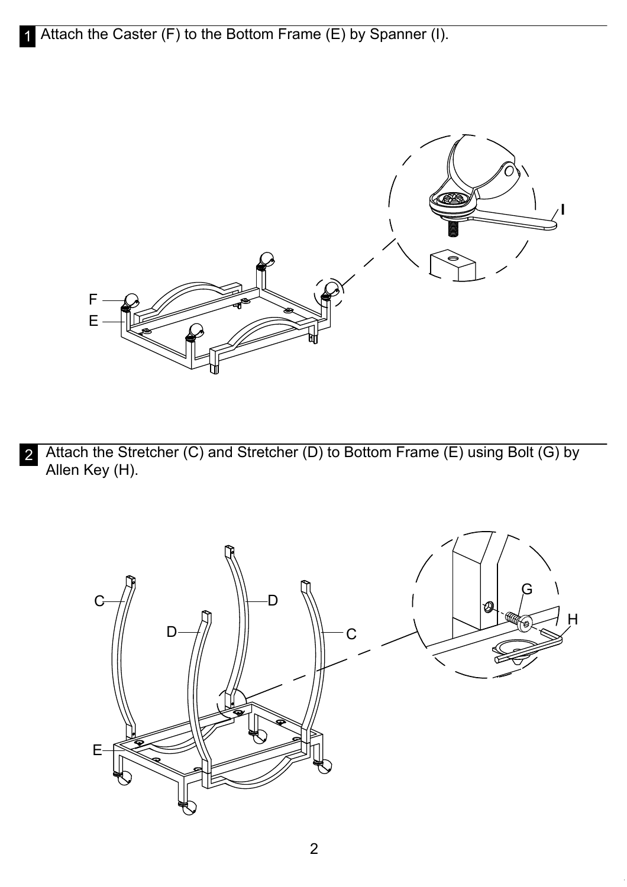1 Attach the Caster (F) to the Bottom Frame (E) by Spanner (I).

2 Attach the Stretcher (C) and Stretcher (D) to Bottom Frame (E) using Bolt (G) by Allen Key (H).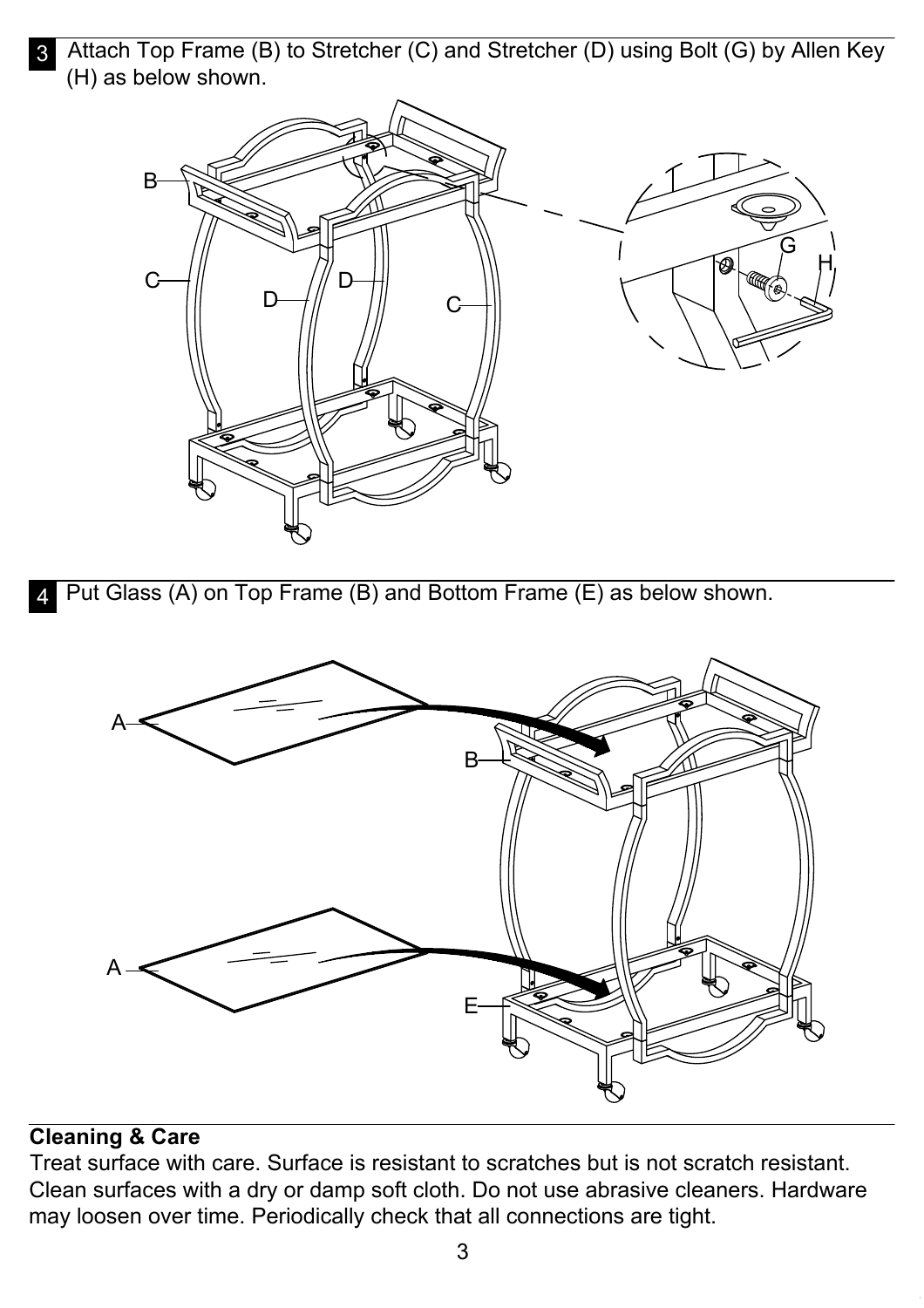**3** Attach Top Frame (B) to Stretcher (C) and Stretcher (D) using Bolt (G) by Allen Key (H) as below shown.

B

C

D

D

C

G

H

**4** Put Glass (A) on Top Frame (B) and Bottom Frame (E) as below shown.

A

B

A

E

**Cleaning & Care**

Treat surface with care. Surface is resistant to scratches but is not scratch resistant. Clean surfaces with a dry or damp soft cloth. Do not use abrasive cleaners. Hardware may loosen over time. Periodically check that all connections are tight.